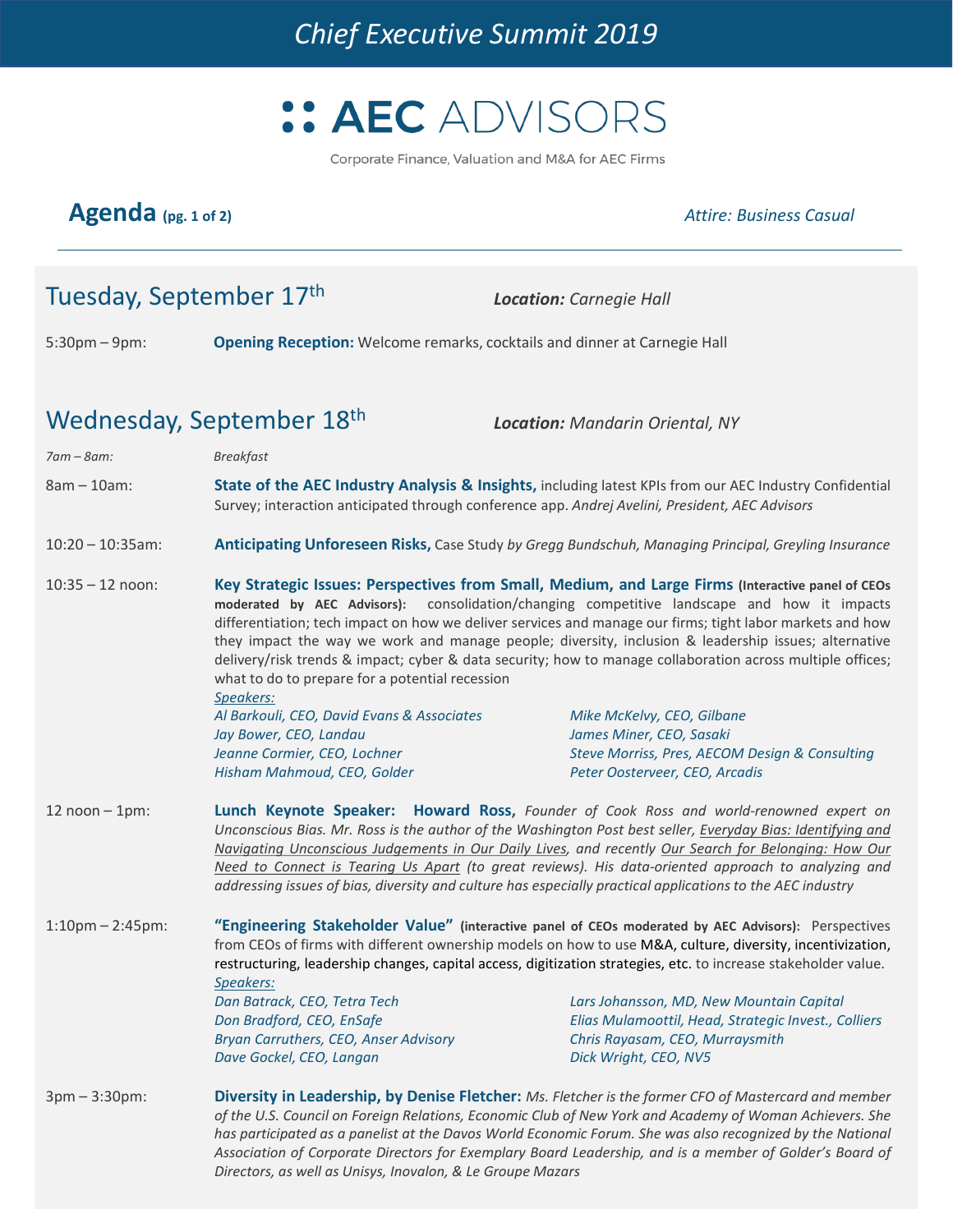# Chief Executive Summit 2019

**AEC ADVISORS**

Corporate Finance, Valuation and M&A for AEC Firms

## Agenda (pg. 1 of 2)

*Attire: Business Casual*

---

## Tuesday, September 17th

***Location:*** *Carnegie Hall*

5:30pm – 9pm: **Opening Reception:** Welcome remarks, cocktails and dinner at Carnegie Hall

## Wednesday, September 18th

***Location:*** *Mandarin Oriental, NY*

*7am – 8am:* *Breakfast*

8am – 10am: **State of the AEC Industry Analysis & Insights,** including latest KPIs from our AEC Industry Confidential Survey; interaction anticipated through conference app. *Andrej Avelini, President, AEC Advisors*

10:20 – 10:35am: **Anticipating Unforeseen Risks,** Case Study *by Gregg Bundschuh, Managing Principal, Greyling Insurance*

10:35 – 12 noon: **Key Strategic Issues: Perspectives from Small, Medium, and Large Firms (Interactive panel of CEOs moderated by AEC Advisors):** consolidation/changing competitive landscape and how it impacts differentiation; tech impact on how we deliver services and manage our firms; tight labor markets and how they impact the way we work and manage people; diversity, inclusion & leadership issues; alternative delivery/risk trends & impact; cyber & data security; how to manage collaboration across multiple offices; what to do to prepare for a potential recession

*Speakers:*
- *Al Barkouli, CEO, David Evans & Associates*
- *Jay Bower, CEO, Landau*
- *Jeanne Cormier, CEO, Lochner*
- *Hisham Mahmoud, CEO, Golder*
- *Mike McKelvy, CEO, Gilbane*
- *James Miner, CEO, Sasaki*
- *Steve Morriss, Pres, AECOM Design & Consulting*
- *Peter Oosterveer, CEO, Arcadis*

12 noon – 1pm: **Lunch Keynote Speaker: Howard Ross,** *Founder of Cook Ross and world-renowned expert on Unconscious Bias. Mr. Ross is the author of the Washington Post best seller, Everyday Bias: Identifying and Navigating Unconscious Judgements in Our Daily Lives, and recently Our Search for Belonging: How Our Need to Connect is Tearing Us Apart (to great reviews). His data-oriented approach to analyzing and addressing issues of bias, diversity and culture has especially practical applications to the AEC industry*

1:10pm – 2:45pm: **"Engineering Stakeholder Value" (interactive panel of CEOs moderated by AEC Advisors):** Perspectives from CEOs of firms with different ownership models on how to use M&A, culture, diversity, incentivization, restructuring, leadership changes, capital access, digitization strategies, etc. to increase stakeholder value.

*Speakers:*
- *Dan Batrack, CEO, Tetra Tech*
- *Don Bradford, CEO, EnSafe*
- *Bryan Carruthers, CEO, Anser Advisory*
- *Dave Gockel, CEO, Langan*
- *Lars Johansson, MD, New Mountain Capital*
- *Elias Mulamoottil, Head, Strategic Invest., Colliers*
- *Chris Rayasam, CEO, Murraysmith*
- *Dick Wright, CEO, NV5*

3pm – 3:30pm: **Diversity in Leadership, by Denise Fletcher:** *Ms. Fletcher is the former CFO of Mastercard and member of the U.S. Council on Foreign Relations, Economic Club of New York and Academy of Woman Achievers. She has participated as a panelist at the Davos World Economic Forum. She was also recognized by the National Association of Corporate Directors for Exemplary Board Leadership, and is a member of Golder's Board of Directors, as well as Unisys, Inovalon, & Le Groupe Mazars*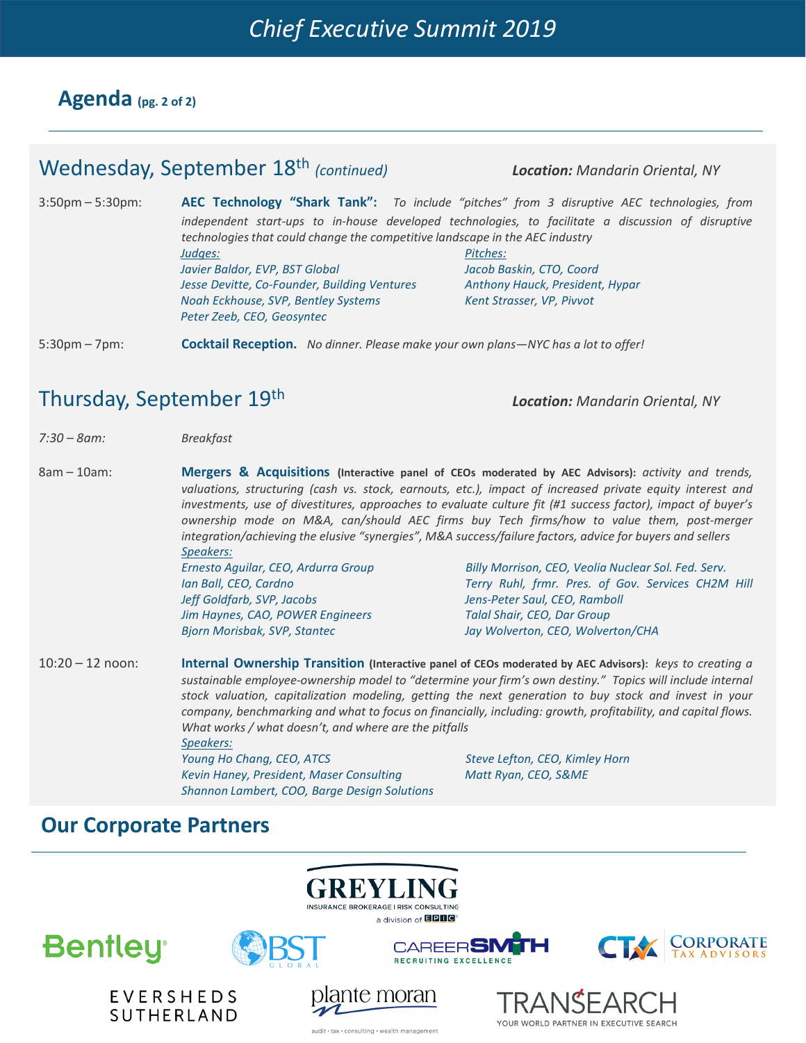# Chief Executive Summit 2019

## Agenda (pg. 2 of 2)

## Wednesday, September 18th *(continued)*

***Location:*** *Mandarin Oriental, NY*

3:50pm – 5:30pm: **AEC Technology "Shark Tank":** *To include "pitches" from 3 disruptive AEC technologies, from independent start-ups to in-house developed technologies, to facilitate a discussion of disruptive technologies that could change the competitive landscape in the AEC industry*

*Judges:*
- *Javier Baldor, EVP, BST Global*
- *Jesse Devitte, Co-Founder, Building Ventures*
- *Noah Eckhouse, SVP, Bentley Systems*
- *Peter Zeeb, CEO, Geosyntec*

*Pitches:*
- *Jacob Baskin, CTO, Coord*
- *Anthony Hauck, President, Hypar*
- *Kent Strasser, VP, Pivvot*

5:30pm – 7pm: **Cocktail Reception.** *No dinner. Please make your own plans—NYC has a lot to offer!*

## Thursday, September 19th

***Location:*** *Mandarin Oriental, NY*

*7:30 – 8am:* *Breakfast*

8am – 10am: **Mergers & Acquisitions (Interactive panel of CEOs moderated by AEC Advisors):** *activity and trends, valuations, structuring (cash vs. stock, earnouts, etc.), impact of increased private equity interest and investments, use of divestitures, approaches to evaluate culture fit (#1 success factor), impact of buyer's ownership mode on M&A, can/should AEC firms buy Tech firms/how to value them, post-merger integration/achieving the elusive "synergies", M&A success/failure factors, advice for buyers and sellers*

*Speakers:*
- *Ernesto Aguilar, CEO, Ardurra Group*
- *Ian Ball, CEO, Cardno*
- *Jeff Goldfarb, SVP, Jacobs*
- *Jim Haynes, CAO, POWER Engineers*
- *Bjorn Morisbak, SVP, Stantec*
- *Billy Morrison, CEO, Veolia Nuclear Sol. Fed. Serv.*
- *Terry Ruhl, frmr. Pres. of Gov. Services CH2M Hill*
- *Jens-Peter Saul, CEO, Ramboll*
- *Talal Shair, CEO, Dar Group*
- *Jay Wolverton, CEO, Wolverton/CHA*

10:20 – 12 noon: **Internal Ownership Transition (Interactive panel of CEOs moderated by AEC Advisors):** *keys to creating a sustainable employee-ownership model to "determine your firm's own destiny." Topics will include internal stock valuation, capitalization modeling, getting the next generation to buy stock and invest in your company, benchmarking and what to focus on financially, including: growth, profitability, and capital flows. What works / what doesn't, and where are the pitfalls*

*Speakers:*
- *Young Ho Chang, CEO, ATCS*
- *Kevin Haney, President, Maser Consulting*
- *Shannon Lambert, COO, Barge Design Solutions*
- *Steve Lefton, CEO, Kimley Horn*
- *Matt Ryan, CEO, S&ME*

## Our Corporate Partners

GREYLING
INSURANCE BROKERAGE | RISK CONSULTING
a division of EPIC

Bentley

BST GLOBAL

CAREERSMITH
RECRUITING EXCELLENCE

CTA CORPORATE TAX ADVISORS

EVERSHEDS SUTHERLAND

plante moran
audit • tax • consulting • wealth management

TRANSEARCH
YOUR WORLD PARTNER IN EXECUTIVE SEARCH